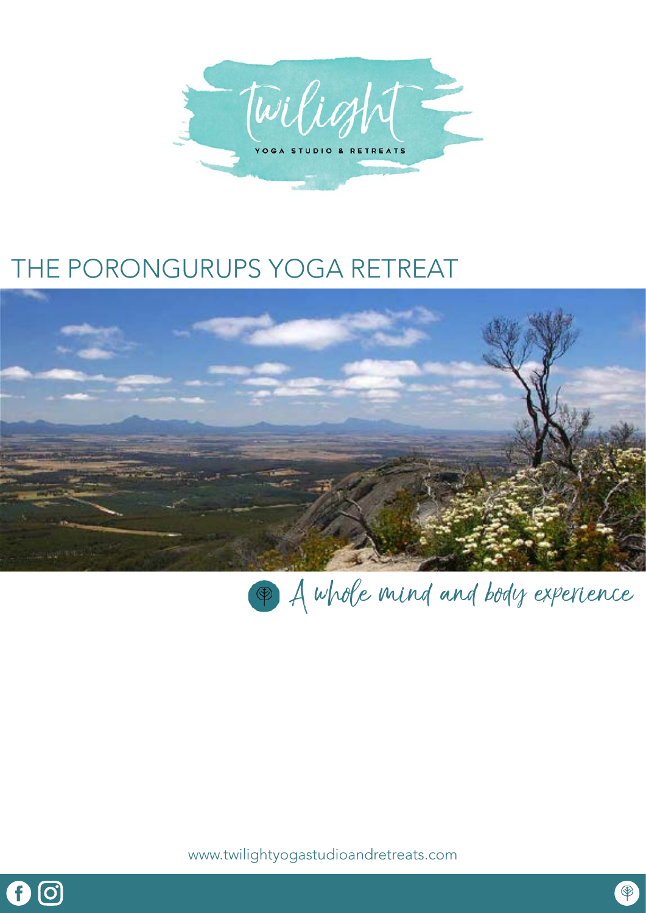Twilight

YOGA STUDIO & RETREATS

# THE PORONGURUPS YOGA RETREAT

*A whole mind and body experience*

www.twilightyogastudioandretreats.com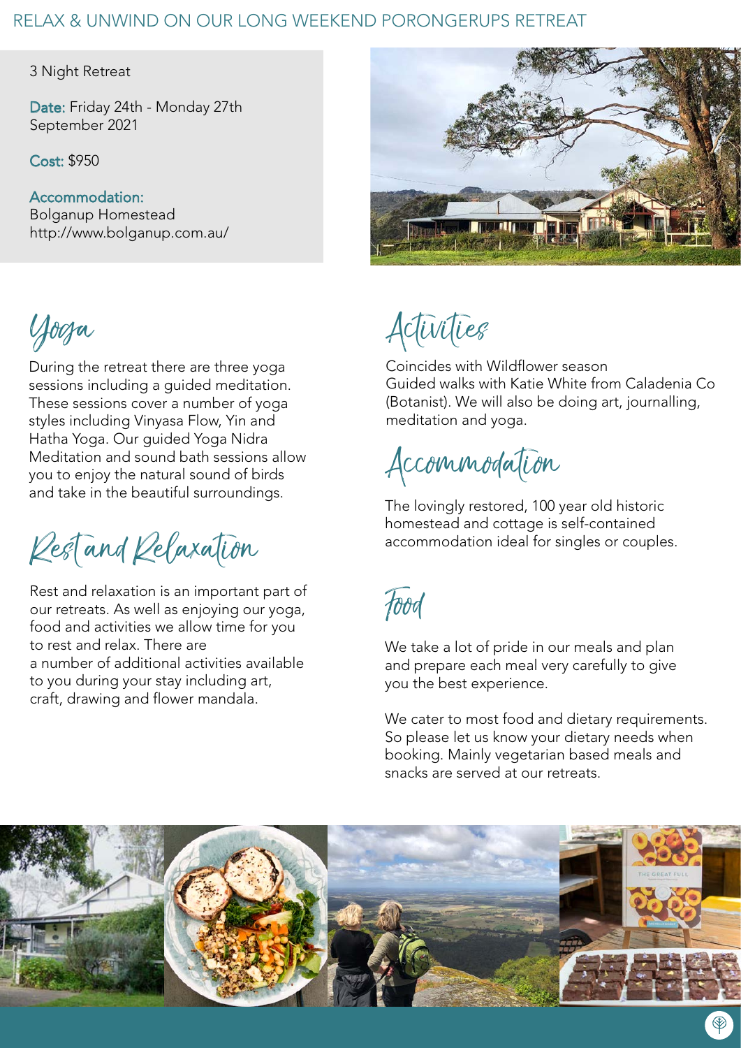# RELAX & UNWIND ON OUR LONG WEEKEND PORONGERUPS RETREAT

3 Night Retreat

**Date:** Friday 24th - Monday 27th September 2021

**Cost:** $950

**Accommodation:**
Bolganup Homestead
http://www.bolganup.com.au/

## Yoga

During the retreat there are three yoga sessions including a guided meditation. These sessions cover a number of yoga styles including Vinyasa Flow, Yin and Hatha Yoga. Our guided Yoga Nidra Meditation and sound bath sessions allow you to enjoy the natural sound of birds and take in the beautiful surroundings.

## Rest and Relaxation

Rest and relaxation is an important part of our retreats. As well as enjoying our yoga, food and activities we allow time for you to rest and relax. There are a number of additional activities available to you during your stay including art, craft, drawing and flower mandala.

## Activities

Coincides with Wildflower season
Guided walks with Katie White from Caladenia Co (Botanist). We will also be doing art, journalling, meditation and yoga.

## Accommodation

The lovingly restored, 100 year old historic homestead and cottage is self-contained accommodation ideal for singles or couples.

## Food

We take a lot of pride in our meals and plan and prepare each meal very carefully to give you the best experience.

We cater to most food and dietary requirements. So please let us know your dietary needs when booking. Mainly vegetarian based meals and snacks are served at our retreats.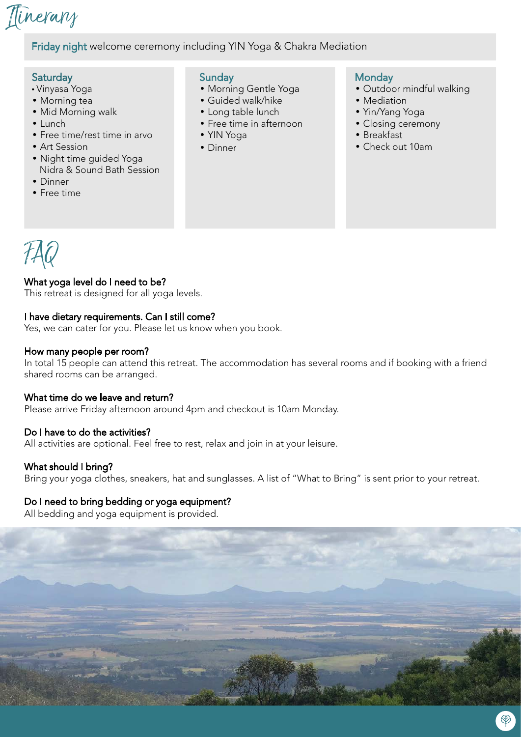# Itinerary

**Friday night** welcome ceremony including YIN Yoga & Chakra Mediation

### Saturday

- Vinyasa Yoga
- Morning tea
- Mid Morning walk
- Lunch
- Free time/rest time in arvo
- Art Session
- Night time guided Yoga Nidra & Sound Bath Session
- Dinner
- Free time

### Sunday

- Morning Gentle Yoga
- Guided walk/hike
- Long table lunch
- Free time in afternoon
- YIN Yoga
- Dinner

### Monday

- Outdoor mindful walking
- Mediation
- Yin/Yang Yoga
- Closing ceremony
- Breakfast
- Check out 10am

# FAQ

**What yoga level do I need to be?**
This retreat is designed for all yoga levels.

**I have dietary requirements. Can I still come?**
Yes, we can cater for you. Please let us know when you book.

**How many people per room?**
In total 15 people can attend this retreat. The accommodation has several rooms and if booking with a friend shared rooms can be arranged.

**What time do we leave and return?**
Please arrive Friday afternoon around 4pm and checkout is 10am Monday.

**Do I have to do the activities?**
All activities are optional. Feel free to rest, relax and join in at your leisure.

**What should I bring?**
Bring your yoga clothes, sneakers, hat and sunglasses. A list of "What to Bring" is sent prior to your retreat.

**Do I need to bring bedding or yoga equipment?**
All bedding and yoga equipment is provided.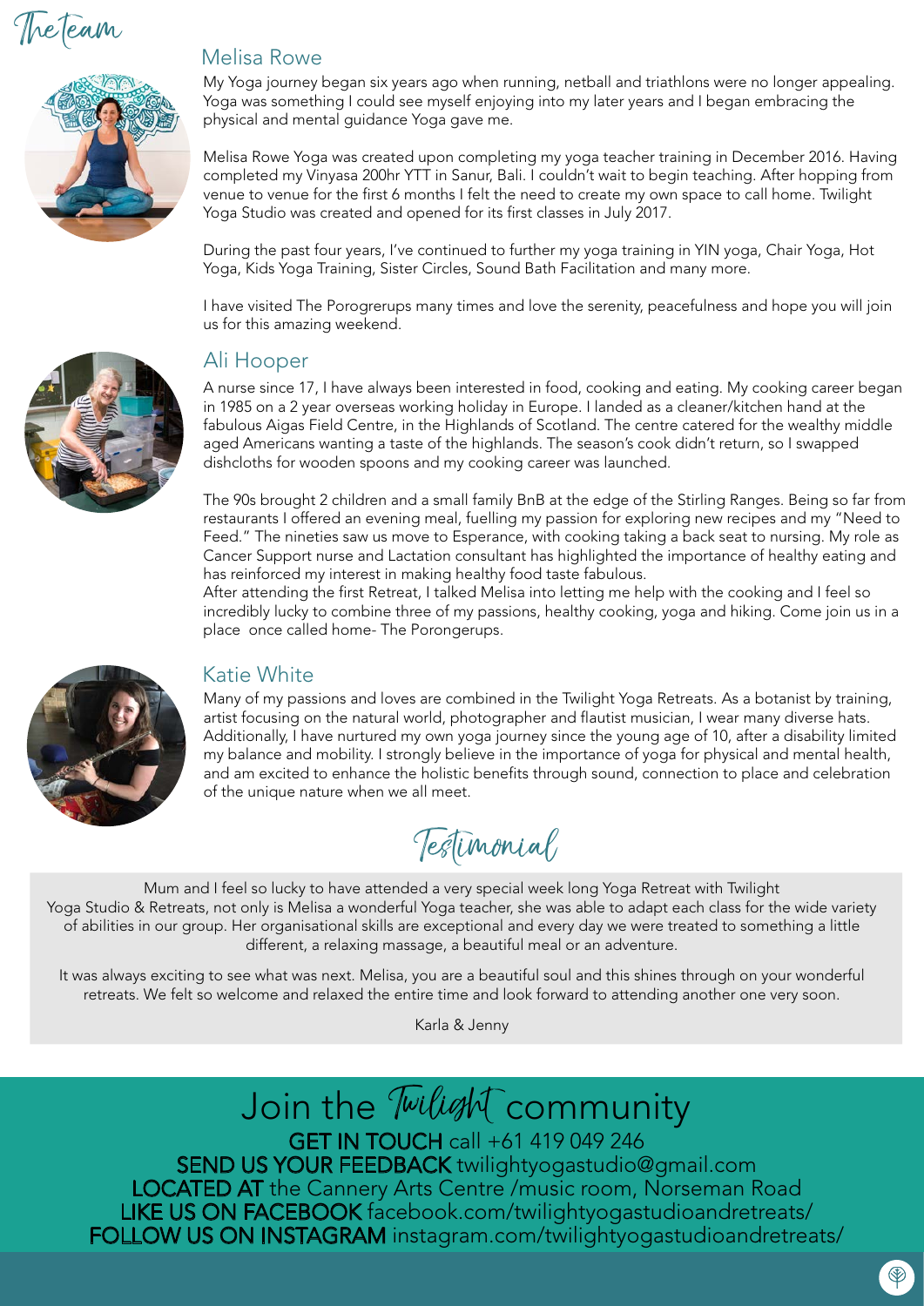# The team

## Melisa Rowe

My Yoga journey began six years ago when running, netball and triathlons were no longer appealing. Yoga was something I could see myself enjoying into my later years and I began embracing the physical and mental guidance Yoga gave me.

Melisa Rowe Yoga was created upon completing my yoga teacher training in December 2016. Having completed my Vinyasa 200hr YTT in Sanur, Bali. I couldn't wait to begin teaching. After hopping from venue to venue for the first 6 months I felt the need to create my own space to call home. Twilight Yoga Studio was created and opened for its first classes in July 2017.

During the past four years, I've continued to further my yoga training in YIN yoga, Chair Yoga, Hot Yoga, Kids Yoga Training, Sister Circles, Sound Bath Facilitation and many more.

I have visited The Porogrerups many times and love the serenity, peacefulness and hope you will join us for this amazing weekend.

## Ali Hooper

A nurse since 17, I have always been interested in food, cooking and eating. My cooking career began in 1985 on a 2 year overseas working holiday in Europe. I landed as a cleaner/kitchen hand at the fabulous Aigas Field Centre, in the Highlands of Scotland. The centre catered for the wealthy middle aged Americans wanting a taste of the highlands. The season's cook didn't return, so I swapped dishcloths for wooden spoons and my cooking career was launched.

The 90s brought 2 children and a small family BnB at the edge of the Stirling Ranges. Being so far from restaurants I offered an evening meal, fuelling my passion for exploring new recipes and my "Need to Feed." The nineties saw us move to Esperance, with cooking taking a back seat to nursing. My role as Cancer Support nurse and Lactation consultant has highlighted the importance of healthy eating and has reinforced my interest in making healthy food taste fabulous.
After attending the first Retreat, I talked Melisa into letting me help with the cooking and I feel so incredibly lucky to combine three of my passions, healthy cooking, yoga and hiking. Come join us in a place once called home- The Porongerups.

## Katie White

Many of my passions and loves are combined in the Twilight Yoga Retreats. As a botanist by training, artist focusing on the natural world, photographer and flautist musician, I wear many diverse hats. Additionally, I have nurtured my own yoga journey since the young age of 10, after a disability limited my balance and mobility. I strongly believe in the importance of yoga for physical and mental health, and am excited to enhance the holistic benefits through sound, connection to place and celebration of the unique nature when we all meet.

# Testimonial

Mum and I feel so lucky to have attended a very special week long Yoga Retreat with Twilight Yoga Studio & Retreats, not only is Melisa a wonderful Yoga teacher, she was able to adapt each class for the wide variety of abilities in our group. Her organisational skills are exceptional and every day we were treated to something a little different, a relaxing massage, a beautiful meal or an adventure.

It was always exciting to see what was next. Melisa, you are a beautiful soul and this shines through on your wonderful retreats. We felt so welcome and relaxed the entire time and look forward to attending another one very soon.

Karla & Jenny

# Join the Twilight community

**GET IN TOUCH** call +61 419 049 246
**SEND US YOUR FEEDBACK** twilightyogastudio@gmail.com
**LOCATED AT** the Cannery Arts Centre /music room, Norseman Road
**LIKE US ON FACEBOOK** facebook.com/twilightyogastudioandretreats/
**FOLLOW US ON INSTAGRAM** instagram.com/twilightyogastudioandretreats/